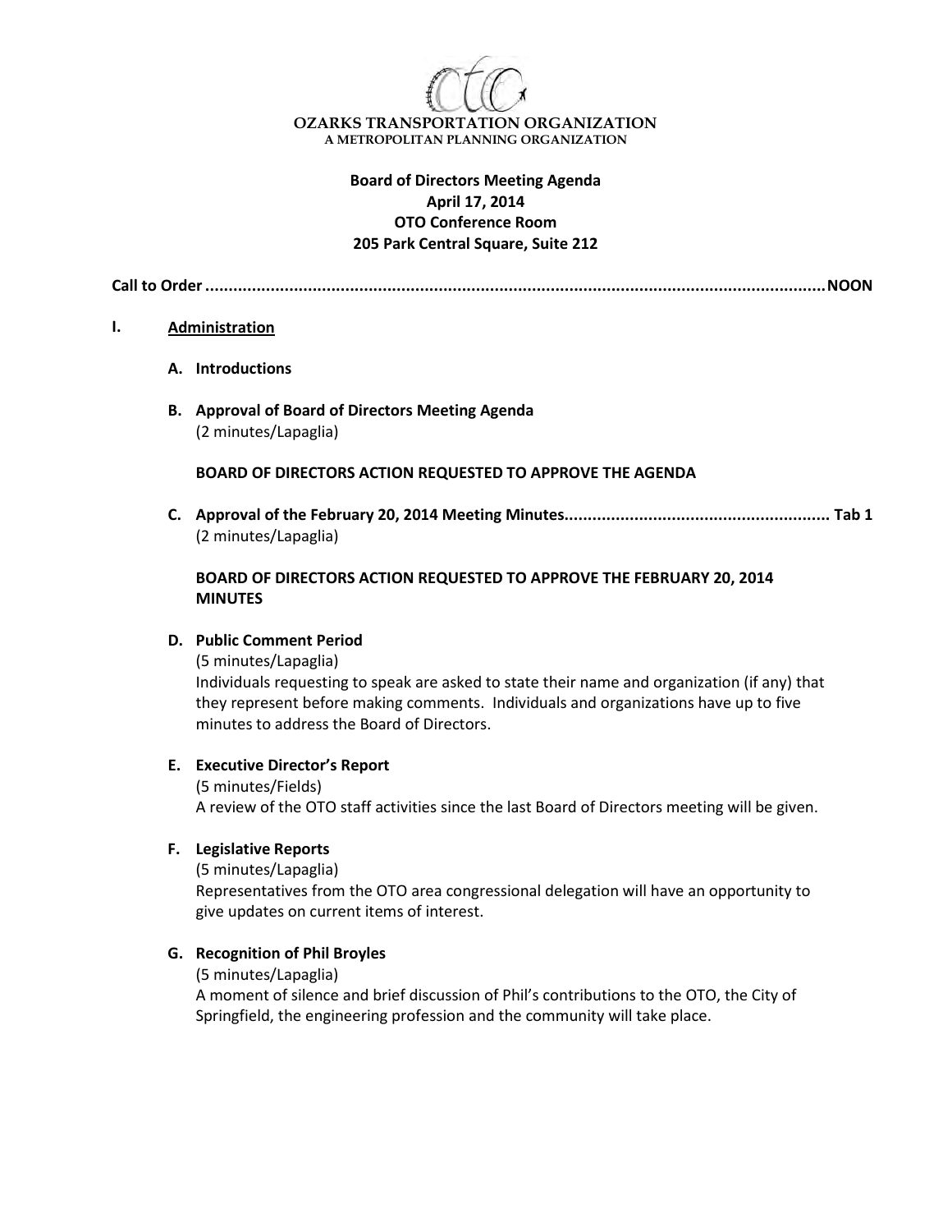**OZARKS TRANSPORTATION ORGANIZATION**
A METROPOLITAN PLANNING ORGANIZATION

# Board of Directors Meeting Agenda
## April 17, 2014
## OTO Conference Room
## 205 Park Central Square, Suite 212

**Call to Order ........................................................................................................................ NOON**

## I. Administration

**A. Introductions**

**B. Approval of Board of Directors Meeting Agenda**
(2 minutes/Lapaglia)

**BOARD OF DIRECTORS ACTION REQUESTED TO APPROVE THE AGENDA**

**C. Approval of the February 20, 2014 Meeting Minutes......................................................... Tab 1**
(2 minutes/Lapaglia)

**BOARD OF DIRECTORS ACTION REQUESTED TO APPROVE THE FEBRUARY 20, 2014 MINUTES**

**D. Public Comment Period**
(5 minutes/Lapaglia)
Individuals requesting to speak are asked to state their name and organization (if any) that they represent before making comments. Individuals and organizations have up to five minutes to address the Board of Directors.

**E. Executive Director's Report**
(5 minutes/Fields)
A review of the OTO staff activities since the last Board of Directors meeting will be given.

**F. Legislative Reports**
(5 minutes/Lapaglia)
Representatives from the OTO area congressional delegation will have an opportunity to give updates on current items of interest.

**G. Recognition of Phil Broyles**
(5 minutes/Lapaglia)
A moment of silence and brief discussion of Phil's contributions to the OTO, the City of Springfield, the engineering profession and the community will take place.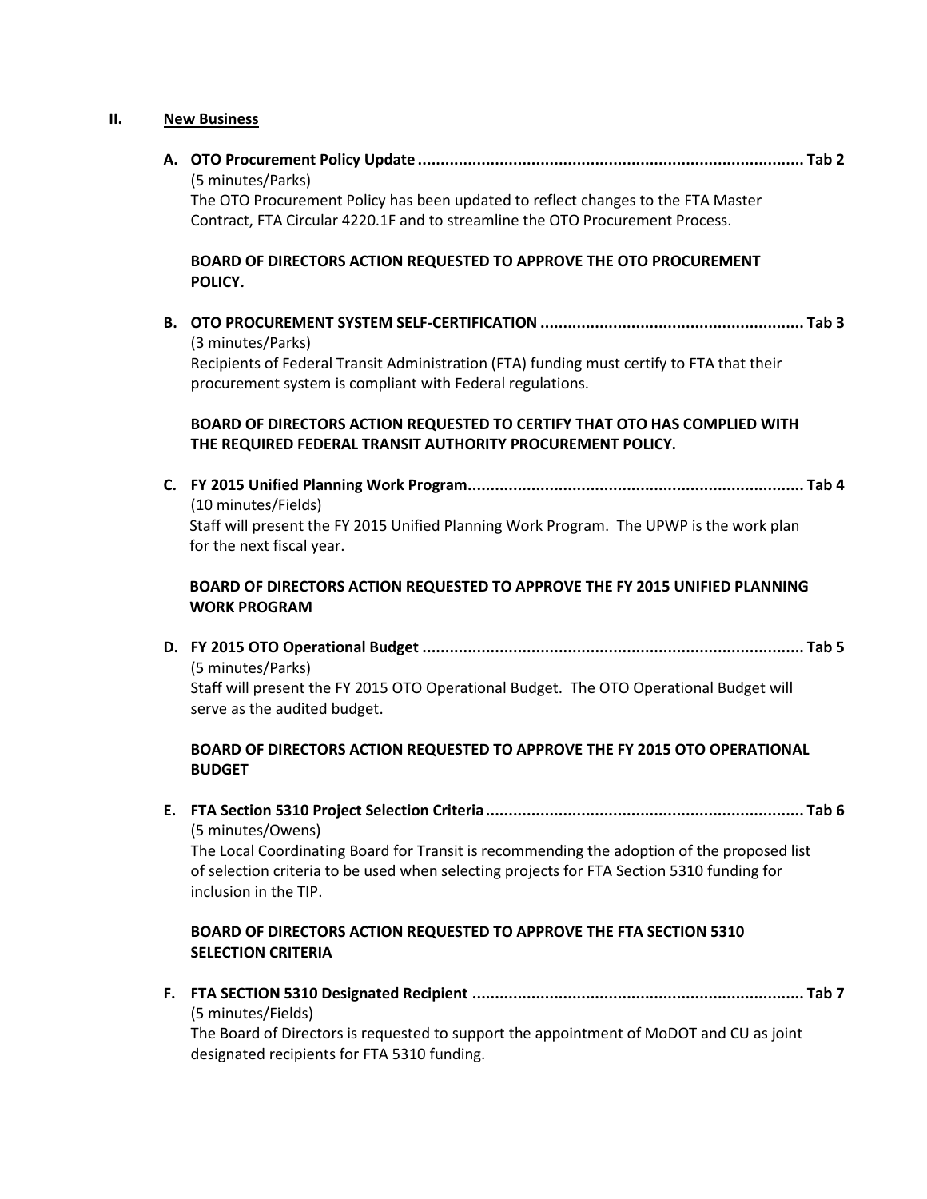## II. New Business

**A. OTO Procurement Policy Update .................................................................................... Tab 2**

(5 minutes/Parks)

The OTO Procurement Policy has been updated to reflect changes to the FTA Master Contract, FTA Circular 4220.1F and to streamline the OTO Procurement Process.

**BOARD OF DIRECTORS ACTION REQUESTED TO APPROVE THE OTO PROCUREMENT POLICY.**

**B. OTO PROCUREMENT SYSTEM SELF-CERTIFICATION ......................................................... Tab 3**

(3 minutes/Parks)

Recipients of Federal Transit Administration (FTA) funding must certify to FTA that their procurement system is compliant with Federal regulations.

**BOARD OF DIRECTORS ACTION REQUESTED TO CERTIFY THAT OTO HAS COMPLIED WITH THE REQUIRED FEDERAL TRANSIT AUTHORITY PROCUREMENT POLICY.**

**C. FY 2015 Unified Planning Work Program......................................................................... Tab 4**

(10 minutes/Fields)

Staff will present the FY 2015 Unified Planning Work Program. The UPWP is the work plan for the next fiscal year.

**BOARD OF DIRECTORS ACTION REQUESTED TO APPROVE THE FY 2015 UNIFIED PLANNING WORK PROGRAM**

**D. FY 2015 OTO Operational Budget ................................................................................... Tab 5**

(5 minutes/Parks)

Staff will present the FY 2015 OTO Operational Budget. The OTO Operational Budget will serve as the audited budget.

**BOARD OF DIRECTORS ACTION REQUESTED TO APPROVE THE FY 2015 OTO OPERATIONAL BUDGET**

**E. FTA Section 5310 Project Selection Criteria..................................................................... Tab 6**

(5 minutes/Owens)

The Local Coordinating Board for Transit is recommending the adoption of the proposed list of selection criteria to be used when selecting projects for FTA Section 5310 funding for inclusion in the TIP.

**BOARD OF DIRECTORS ACTION REQUESTED TO APPROVE THE FTA SECTION 5310 SELECTION CRITERIA**

**F. FTA SECTION 5310 Designated Recipient ......................................................................... Tab 7**

(5 minutes/Fields)

The Board of Directors is requested to support the appointment of MoDOT and CU as joint designated recipients for FTA 5310 funding.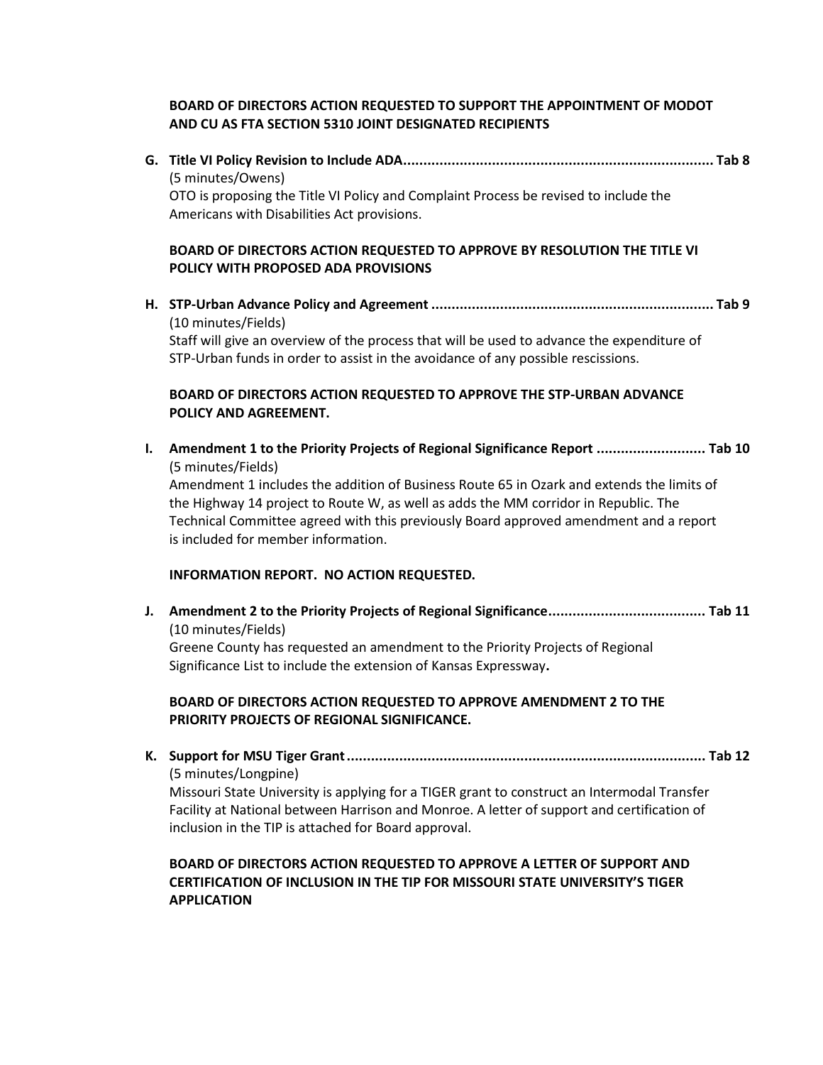**BOARD OF DIRECTORS ACTION REQUESTED TO SUPPORT THE APPOINTMENT OF MODOT AND CU AS FTA SECTION 5310 JOINT DESIGNATED RECIPIENTS**

**G. Title VI Policy Revision to Include ADA............................................................................ Tab 8**
(5 minutes/Owens)
OTO is proposing the Title VI Policy and Complaint Process be revised to include the Americans with Disabilities Act provisions.

**BOARD OF DIRECTORS ACTION REQUESTED TO APPROVE BY RESOLUTION THE TITLE VI POLICY WITH PROPOSED ADA PROVISIONS**

**H. STP-Urban Advance Policy and Agreement ...................................................................... Tab 9**
(10 minutes/Fields)
Staff will give an overview of the process that will be used to advance the expenditure of STP-Urban funds in order to assist in the avoidance of any possible rescissions.

**BOARD OF DIRECTORS ACTION REQUESTED TO APPROVE THE STP-URBAN ADVANCE POLICY AND AGREEMENT.**

**I. Amendment 1 to the Priority Projects of Regional Significance Report ........................... Tab 10**
(5 minutes/Fields)
Amendment 1 includes the addition of Business Route 65 in Ozark and extends the limits of the Highway 14 project to Route W, as well as adds the MM corridor in Republic. The Technical Committee agreed with this previously Board approved amendment and a report is included for member information.

**INFORMATION REPORT. NO ACTION REQUESTED.**

**J. Amendment 2 to the Priority Projects of Regional Significance....................................... Tab 11**
(10 minutes/Fields)
Greene County has requested an amendment to the Priority Projects of Regional Significance List to include the extension of Kansas Expressway**.**

**BOARD OF DIRECTORS ACTION REQUESTED TO APPROVE AMENDMENT 2 TO THE PRIORITY PROJECTS OF REGIONAL SIGNIFICANCE.**

**K. Support for MSU Tiger Grant......................................................................................... Tab 12**
(5 minutes/Longpine)
Missouri State University is applying for a TIGER grant to construct an Intermodal Transfer Facility at National between Harrison and Monroe. A letter of support and certification of inclusion in the TIP is attached for Board approval.

**BOARD OF DIRECTORS ACTION REQUESTED TO APPROVE A LETTER OF SUPPORT AND CERTIFICATION OF INCLUSION IN THE TIP FOR MISSOURI STATE UNIVERSITY'S TIGER APPLICATION**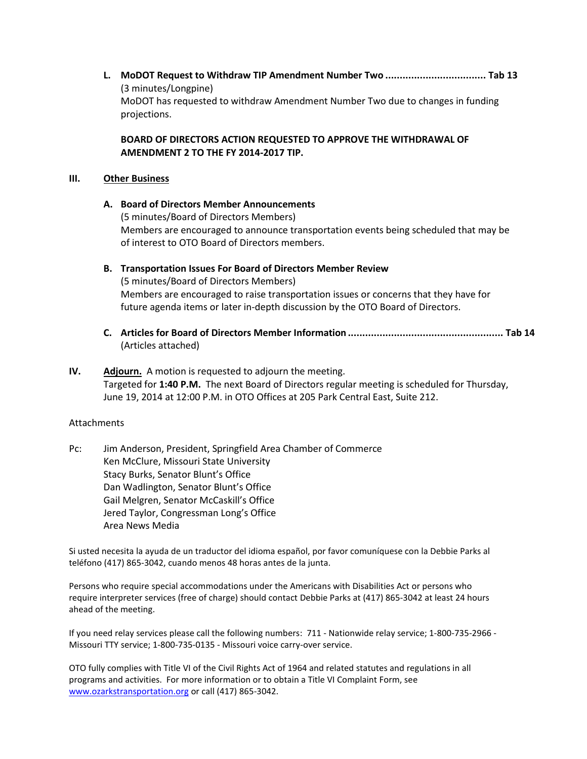**L. MoDOT Request to Withdraw TIP Amendment Number Two .................................. Tab 13**
(3 minutes/Longpine)
MoDOT has requested to withdraw Amendment Number Two due to changes in funding projections.

**BOARD OF DIRECTORS ACTION REQUESTED TO APPROVE THE WITHDRAWAL OF AMENDMENT 2 TO THE FY 2014-2017 TIP.**

## III. Other Business

**A. Board of Directors Member Announcements**
(5 minutes/Board of Directors Members)
Members are encouraged to announce transportation events being scheduled that may be of interest to OTO Board of Directors members.

**B. Transportation Issues For Board of Directors Member Review**
(5 minutes/Board of Directors Members)
Members are encouraged to raise transportation issues or concerns that they have for future agenda items or later in-depth discussion by the OTO Board of Directors.

**C. Articles for Board of Directors Member Information ..................................................... Tab 14**
(Articles attached)

**IV. Adjourn.** A motion is requested to adjourn the meeting.
Targeted for **1:40 P.M.** The next Board of Directors regular meeting is scheduled for Thursday, June 19, 2014 at 12:00 P.M. in OTO Offices at 205 Park Central East, Suite 212.

Attachments

Pc: Jim Anderson, President, Springfield Area Chamber of Commerce
Ken McClure, Missouri State University
Stacy Burks, Senator Blunt's Office
Dan Wadlington, Senator Blunt's Office
Gail Melgren, Senator McCaskill's Office
Jered Taylor, Congressman Long's Office
Area News Media

Si usted necesita la ayuda de un traductor del idioma español, por favor comuníquese con la Debbie Parks al teléfono (417) 865-3042, cuando menos 48 horas antes de la junta.

Persons who require special accommodations under the Americans with Disabilities Act or persons who require interpreter services (free of charge) should contact Debbie Parks at (417) 865-3042 at least 24 hours ahead of the meeting.

If you need relay services please call the following numbers: 711 - Nationwide relay service; 1-800-735-2966 - Missouri TTY service; 1-800-735-0135 - Missouri voice carry-over service.

OTO fully complies with Title VI of the Civil Rights Act of 1964 and related statutes and regulations in all programs and activities. For more information or to obtain a Title VI Complaint Form, see www.ozarkstransportation.org or call (417) 865-3042.